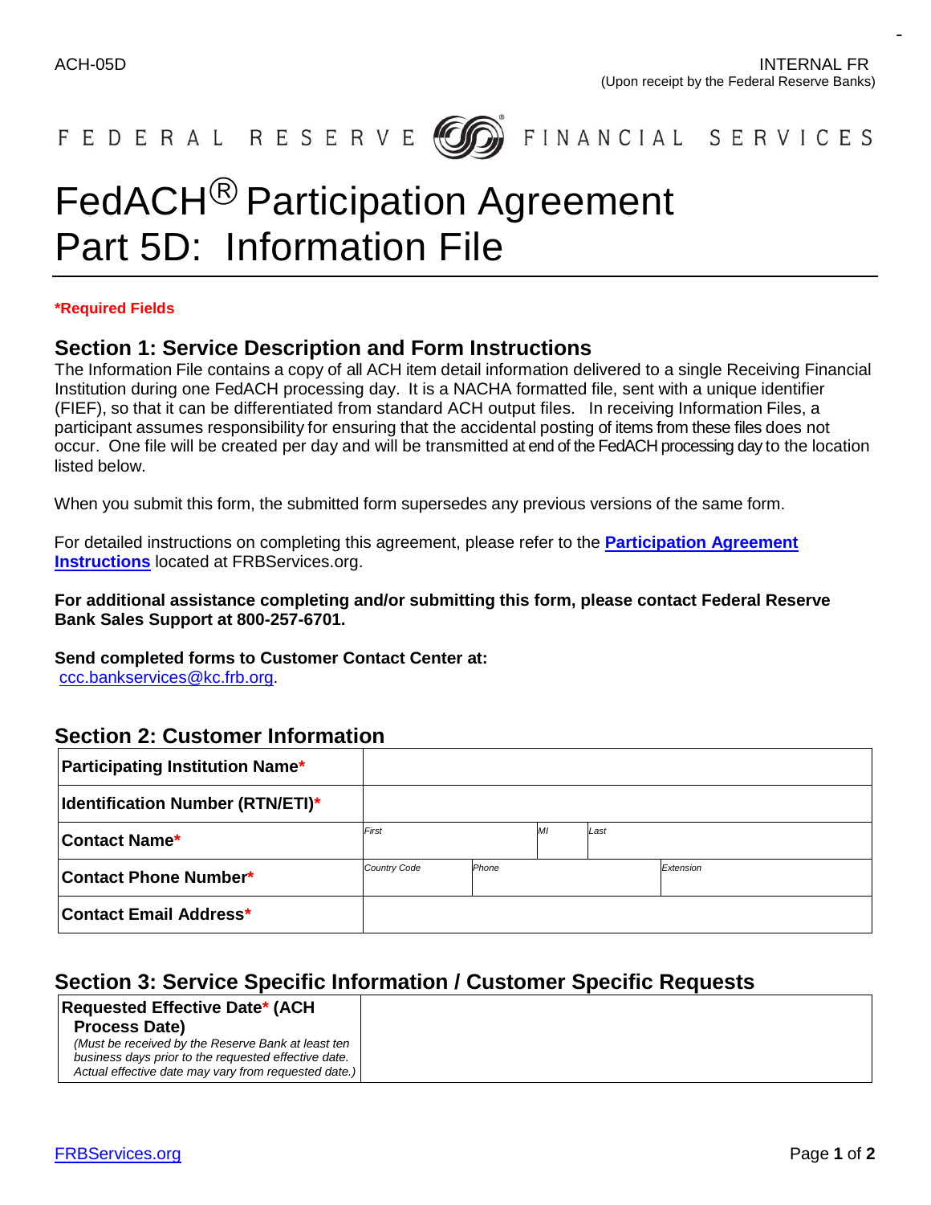ACH-05D

INTERNAL FR
(Upon receipt by the Federal Reserve Banks)

FEDERAL RESERVE FINANCIAL SERVICES

# FedACH® Participation Agreement Part 5D: Information File

**\*Required Fields**

## Section 1: Service Description and Form Instructions

The Information File contains a copy of all ACH item detail information delivered to a single Receiving Financial Institution during one FedACH processing day. It is a NACHA formatted file, sent with a unique identifier (FIEF), so that it can be differentiated from standard ACH output files. In receiving Information Files, a participant assumes responsibility for ensuring that the accidental posting of items from these files does not occur. One file will be created per day and will be transmitted at end of the FedACH processing day to the location listed below.

When you submit this form, the submitted form supersedes any previous versions of the same form.

For detailed instructions on completing this agreement, please refer to the **Participation Agreement Instructions** located at FRBServices.org.

**For additional assistance completing and/or submitting this form, please contact Federal Reserve Bank Sales Support at 800-257-6701.**

**Send completed forms to Customer Contact Center at:**
ccc.bankservices@kc.frb.org.

## Section 2: Customer Information

| | | | |
|---|---|---|---|
| **Participating Institution Name*** | | | |
| **Identification Number (RTN/ETI)*** | | | |
| **Contact Name*** | *First* | *MI* | *Last* |
| **Contact Phone Number*** | *Country Code* | *Phone* | *Extension* |
| **Contact Email Address*** | | | |

## Section 3: Service Specific Information / Customer Specific Requests

| | |
|---|---|
| **Requested Effective Date* (ACH Process Date)** *(Must be received by the Reserve Bank at least ten business days prior to the requested effective date. Actual effective date may vary from requested date.)* | |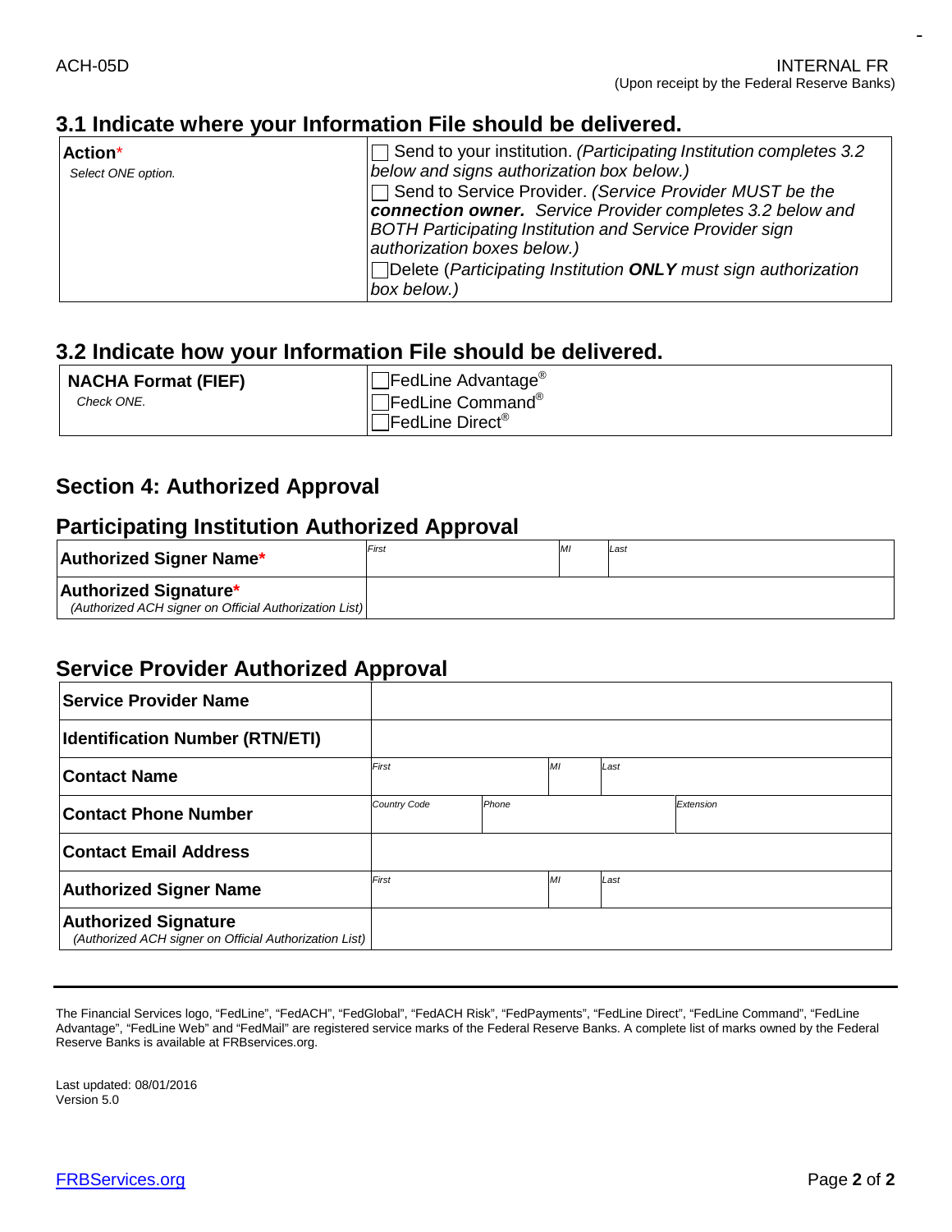### 3.1 Indicate where your Information File should be delivered.

| | |
|---|---|
| **Action*** <br> *Select ONE option.* | ☐ Send to your institution. *(Participating Institution completes 3.2 below and signs authorization box below.)* <br> ☐ Send to Service Provider. *(Service Provider MUST be the* ***connection owner.*** *Service Provider completes 3.2 below and BOTH Participating Institution and Service Provider sign authorization boxes below.)* <br> ☐ Delete (*Participating Institution* ***ONLY*** *must sign authorization box below.)* |

### 3.2 Indicate how your Information File should be delivered.

| | |
|---|---|
| **NACHA Format (FIEF)** <br> *Check ONE.* | ☐ FedLine Advantage® <br> ☐ FedLine Command® <br> ☐ FedLine Direct® |

## Section 4: Authorized Approval

### Participating Institution Authorized Approval

| | | | |
|---|---|---|---|
| **Authorized Signer Name*** | *First* | *MI* | *Last* |
| **Authorized Signature*** <br> *(Authorized ACH signer on Official Authorization List)* | | | |

### Service Provider Authorized Approval

| | | | |
|---|---|---|---|
| **Service Provider Name** | | | |
| **Identification Number (RTN/ETI)** | | | |
| **Contact Name** | *First* | *MI* | *Last* |
| **Contact Phone Number** | *Country Code* | *Phone* | *Extension* |
| **Contact Email Address** | | | |
| **Authorized Signer Name** | *First* | *MI* | *Last* |
| **Authorized Signature** <br> *(Authorized ACH signer on Official Authorization List)* | | | |

The Financial Services logo, "FedLine", "FedACH", "FedGlobal", "FedACH Risk", "FedPayments", "FedLine Direct", "FedLine Command", "FedLine Advantage", "FedLine Web" and "FedMail" are registered service marks of the Federal Reserve Banks. A complete list of marks owned by the Federal Reserve Banks is available at FRBservices.org.

Last updated: 08/01/2016
Version 5.0